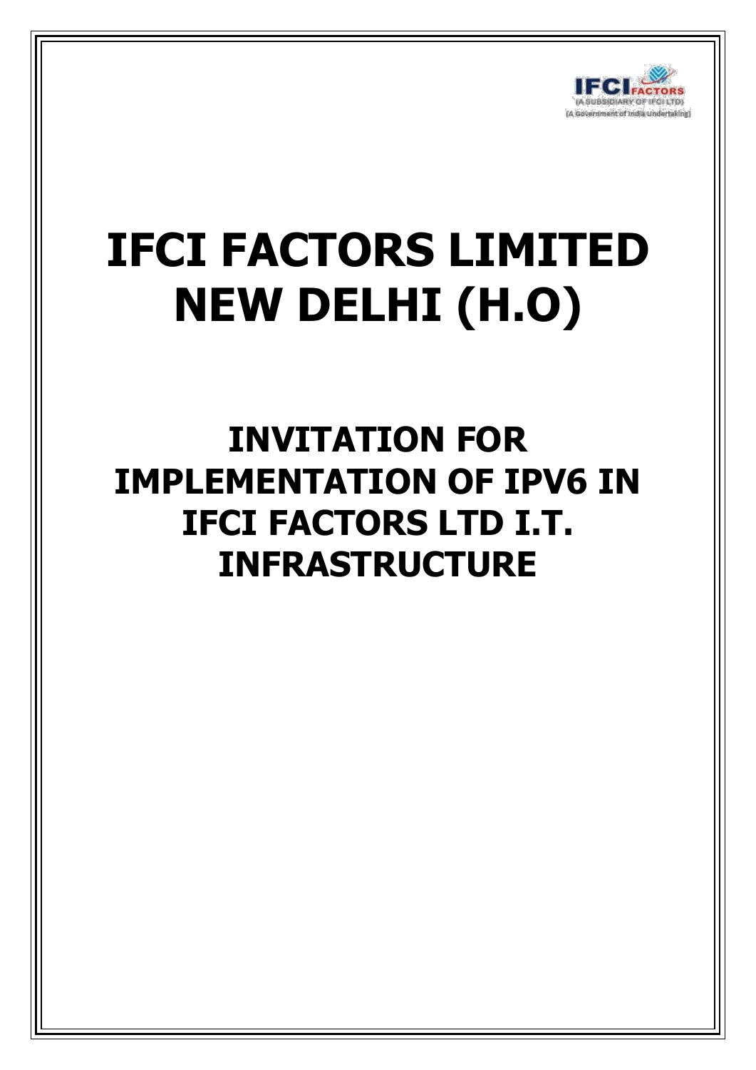IFCI FACTORS
(A SUBSIDIARY OF IFCI LTD)
(A Government of India Undertaking)

# IFCI FACTORS LIMITED
# NEW DELHI (H.O)

## INVITATION FOR IMPLEMENTATION OF IPV6 IN IFCI FACTORS LTD I.T. INFRASTRUCTURE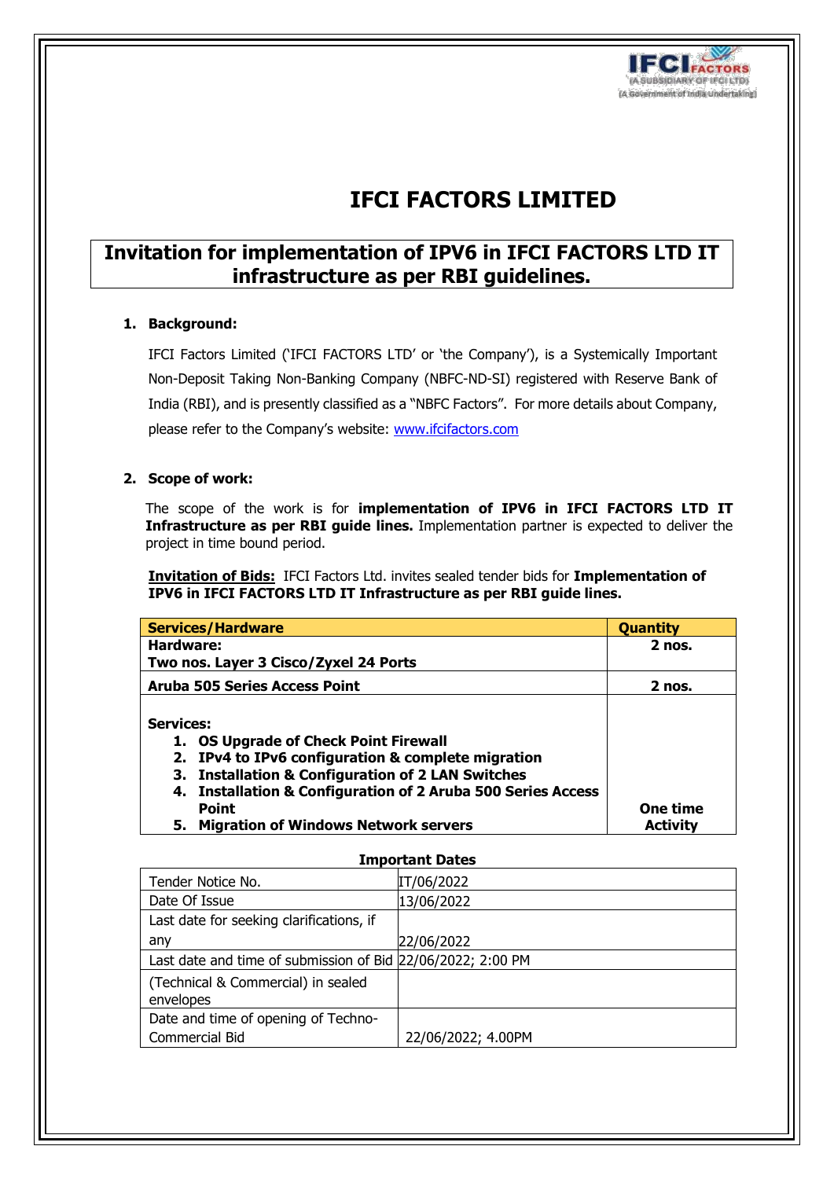# IFCI FACTORS LIMITED

## Invitation for implementation of IPV6 in IFCI FACTORS LTD IT infrastructure as per RBI guidelines.

1. **Background:**

   IFCI Factors Limited ('IFCI FACTORS LTD' or 'the Company'), is a Systemically Important Non-Deposit Taking Non-Banking Company (NBFC-ND-SI) registered with Reserve Bank of India (RBI), and is presently classified as a "NBFC Factors". For more details about Company, please refer to the Company's website: www.ifcifactors.com

2. **Scope of work:**

   The scope of the work is for **implementation of IPV6 in IFCI FACTORS LTD IT Infrastructure as per RBI guide lines.** Implementation partner is expected to deliver the project in time bound period.

   **Invitation of Bids:** IFCI Factors Ltd. invites sealed tender bids for **Implementation of IPV6 in IFCI FACTORS LTD IT Infrastructure as per RBI guide lines.**

| Services/Hardware | Quantity |
|---|---|
| **Hardware:**<br>**Two nos. Layer 3 Cisco/Zyxel 24 Ports** | **2 nos.** |
| **Aruba 505 Series Access Point** | **2 nos.** |
| **Services:**<br>1. **OS Upgrade of Check Point Firewall**<br>2. **IPv4 to IPv6 configuration & complete migration**<br>3. **Installation & Configuration of 2 LAN Switches**<br>4. **Installation & Configuration of 2 Aruba 500 Series Access Point**<br>5. **Migration of Windows Network servers** | **One time Activity** |

**Important Dates**

| Tender Notice No. | IT/06/2022 |
|---|---|
| Date Of Issue | 13/06/2022 |
| Last date for seeking clarifications, if any | 22/06/2022 |
| Last date and time of submission of Bid | 22/06/2022; 2:00 PM |
| (Technical & Commercial) in sealed envelopes | |
| Date and time of opening of Techno-Commercial Bid | 22/06/2022; 4.00PM |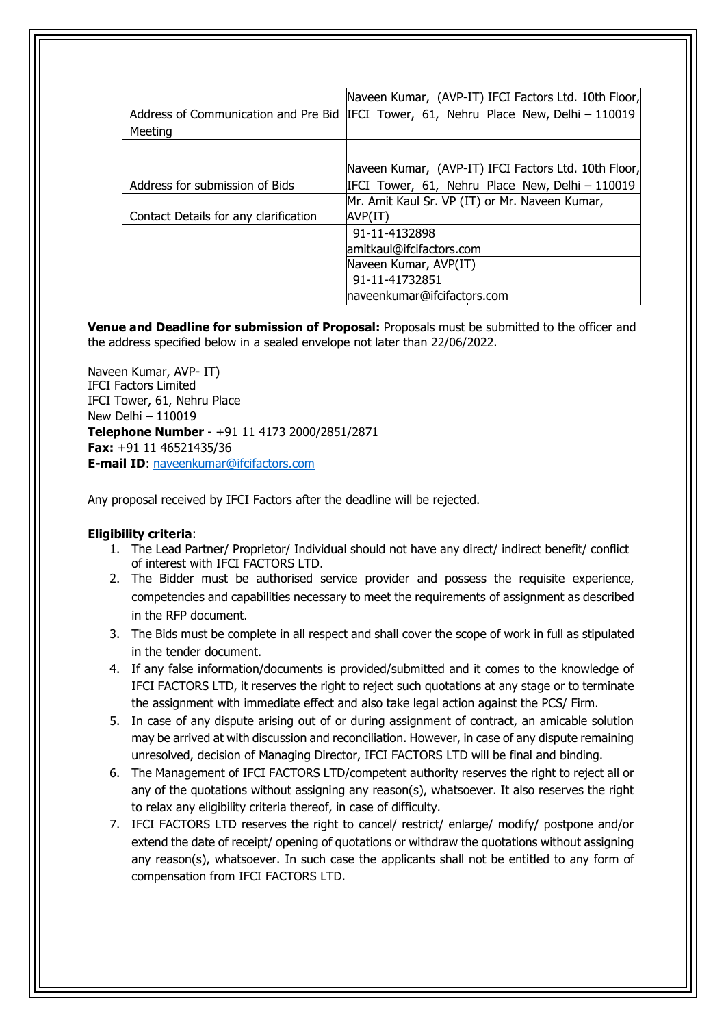| | |
|---|---|
| Address of Communication and Pre Bid Meeting | Naveen Kumar, (AVP-IT) IFCI Factors Ltd. 10th Floor, IFCI Tower, 61, Nehru Place New, Delhi – 110019 |
| Address for submission of Bids | Naveen Kumar, (AVP-IT) IFCI Factors Ltd. 10th Floor, IFCI Tower, 61, Nehru Place New, Delhi – 110019 |
| Contact Details for any clarification | Mr. Amit Kaul Sr. VP (IT) or Mr. Naveen Kumar, AVP(IT) |
| | 91-11-4132898<br>amitkaul@ifcifactors.com |
| | Naveen Kumar, AVP(IT)<br>91-11-41732851<br>naveenkumar@ifcifactors.com |

**Venue and Deadline for submission of Proposal:** Proposals must be submitted to the officer and the address specified below in a sealed envelope not later than 22/06/2022.

Naveen Kumar, AVP- IT)
IFCI Factors Limited
IFCI Tower, 61, Nehru Place
New Delhi – 110019
**Telephone Number** - +91 11 4173 2000/2851/2871
**Fax:** +91 11 46521435/36
**E-mail ID**: naveenkumar@ifcifactors.com

Any proposal received by IFCI Factors after the deadline will be rejected.

**Eligibility criteria**:

1. The Lead Partner/ Proprietor/ Individual should not have any direct/ indirect benefit/ conflict of interest with IFCI FACTORS LTD.
2. The Bidder must be authorised service provider and possess the requisite experience, competencies and capabilities necessary to meet the requirements of assignment as described in the RFP document.
3. The Bids must be complete in all respect and shall cover the scope of work in full as stipulated in the tender document.
4. If any false information/documents is provided/submitted and it comes to the knowledge of IFCI FACTORS LTD, it reserves the right to reject such quotations at any stage or to terminate the assignment with immediate effect and also take legal action against the PCS/ Firm.
5. In case of any dispute arising out of or during assignment of contract, an amicable solution may be arrived at with discussion and reconciliation. However, in case of any dispute remaining unresolved, decision of Managing Director, IFCI FACTORS LTD will be final and binding.
6. The Management of IFCI FACTORS LTD/competent authority reserves the right to reject all or any of the quotations without assigning any reason(s), whatsoever. It also reserves the right to relax any eligibility criteria thereof, in case of difficulty.
7. IFCI FACTORS LTD reserves the right to cancel/ restrict/ enlarge/ modify/ postpone and/or extend the date of receipt/ opening of quotations or withdraw the quotations without assigning any reason(s), whatsoever. In such case the applicants shall not be entitled to any form of compensation from IFCI FACTORS LTD.